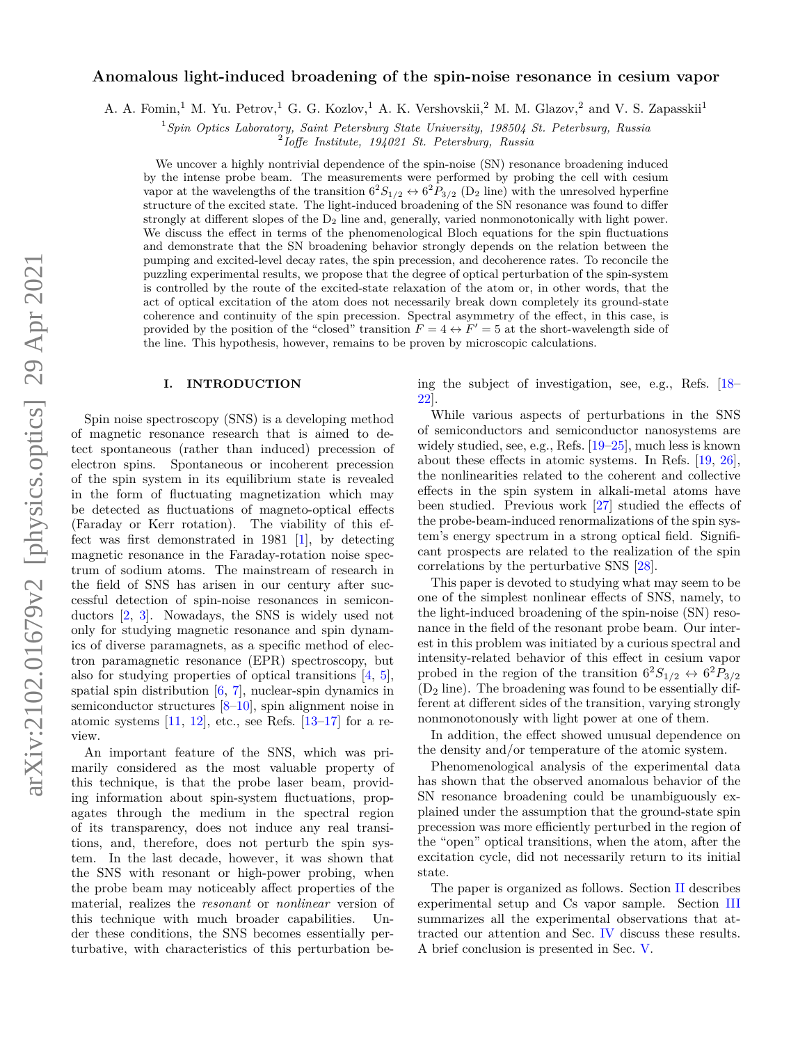# Anomalous light-induced broadening of the spin-noise resonance in cesium vapor

A. A. Fomin,[1] M. Yu. Petrov,[1] G. G. Kozlov,[1] A. K. Vershovskii,[2] M. M. Glazov,[2] and V. S. Zapasskii[1]

[1] *Spin Optics Laboratory, Saint Petersburg State University, 198504 St. Petersburg, Russia*
[2] *Ioffe Institute, 194021 St. Petersburg, Russia*

We uncover a highly nontrivial dependence of the spin-noise (SN) resonance broadening induced by the intense probe beam. The measurements were performed by probing the cell with cesium vapor at the wavelengths of the transition $6^2S_{1/2} \leftrightarrow 6^2P_{3/2}$ ($D_2$ line) with the unresolved hyperfine structure of the excited state. The light-induced broadening of the SN resonance was found to differ strongly at different slopes of the $D_2$ line and, generally, varied nonmonotonically with light power. We discuss the effect in terms of the phenomenological Bloch equations for the spin fluctuations and demonstrate that the SN broadening behavior strongly depends on the relation between the pumping and excited-level decay rates, the spin precession, and decoherence rates. To reconcile the puzzling experimental results, we propose that the degree of optical perturbation of the spin-system is controlled by the route of the excited-state relaxation of the atom or, in other words, that the act of optical excitation of the atom does not necessarily break down completely its ground-state coherence and continuity of the spin precession. Spectral asymmetry of the effect, in this case, is provided by the position of the "closed" transition $F = 4 \leftrightarrow F' = 5$ at the short-wavelength side of the line. This hypothesis, however, remains to be proven by microscopic calculations.

## I. INTRODUCTION

Spin noise spectroscopy (SNS) is a developing method of magnetic resonance research that is aimed to detect spontaneous (rather than induced) precession of electron spins. Spontaneous or incoherent precession of the spin system in its equilibrium state is revealed in the form of fluctuating magnetization which may be detected as fluctuations of magneto-optical effects (Faraday or Kerr rotation). The viability of this effect was first demonstrated in 1981 [1], by detecting magnetic resonance in the Faraday-rotation noise spectrum of sodium atoms. The mainstream of research in the field of SNS has arisen in our century after successful detection of spin-noise resonances in semiconductors [2, 3]. Nowadays, the SNS is widely used not only for studying magnetic resonance and spin dynamics of diverse paramagnets, as a specific method of electron paramagnetic resonance (EPR) spectroscopy, but also for studying properties of optical transitions [4, 5], spatial spin distribution [6, 7], nuclear-spin dynamics in semiconductor structures [8–10], spin alignment noise in atomic systems [11, 12], etc., see Refs. [13–17] for a review.

An important feature of the SNS, which was primarily considered as the most valuable property of this technique, is that the probe laser beam, providing information about spin-system fluctuations, propagates through the medium in the spectral region of its transparency, does not induce any real transitions, and, therefore, does not perturb the spin system. In the last decade, however, it was shown that the SNS with resonant or high-power probing, when the probe beam may noticeably affect properties of the material, realizes the *resonant* or *nonlinear* version of this technique with much broader capabilities. Under these conditions, the SNS becomes essentially perturbative, with characteristics of this perturbation being the subject of investigation, see, e.g., Refs. [18–22].

While various aspects of perturbations in the SNS of semiconductors and semiconductor nanosystems are widely studied, see, e.g., Refs. [19–25], much less is known about these effects in atomic systems. In Refs. [19, 26], the nonlinearities related to the coherent and collective effects in the spin system in alkali-metal atoms have been studied. Previous work [27] studied the effects of the probe-beam-induced renormalizations of the spin system's energy spectrum in a strong optical field. Significant prospects are related to the realization of the spin correlations by the perturbative SNS [28].

This paper is devoted to studying what may seem to be one of the simplest nonlinear effects of SNS, namely, to the light-induced broadening of the spin-noise (SN) resonance in the field of the resonant probe beam. Our interest in this problem was initiated by a curious spectral and intensity-related behavior of this effect in cesium vapor probed in the region of the transition $6^2S_{1/2} \leftrightarrow 6^2P_{3/2}$ ($D_2$ line). The broadening was found to be essentially different at different sides of the transition, varying strongly nonmonotonously with light power at one of them.

In addition, the effect showed unusual dependence on the density and/or temperature of the atomic system.

Phenomenological analysis of the experimental data has shown that the observed anomalous behavior of the SN resonance broadening could be unambiguously explained under the assumption that the ground-state spin precession was more efficiently perturbed in the region of the "open" optical transitions, when the atom, after the excitation cycle, did not necessarily return to its initial state.

The paper is organized as follows. Section II describes experimental setup and Cs vapor sample. Section III summarizes all the experimental observations that attracted our attention and Sec. IV discuss these results. A brief conclusion is presented in Sec. V.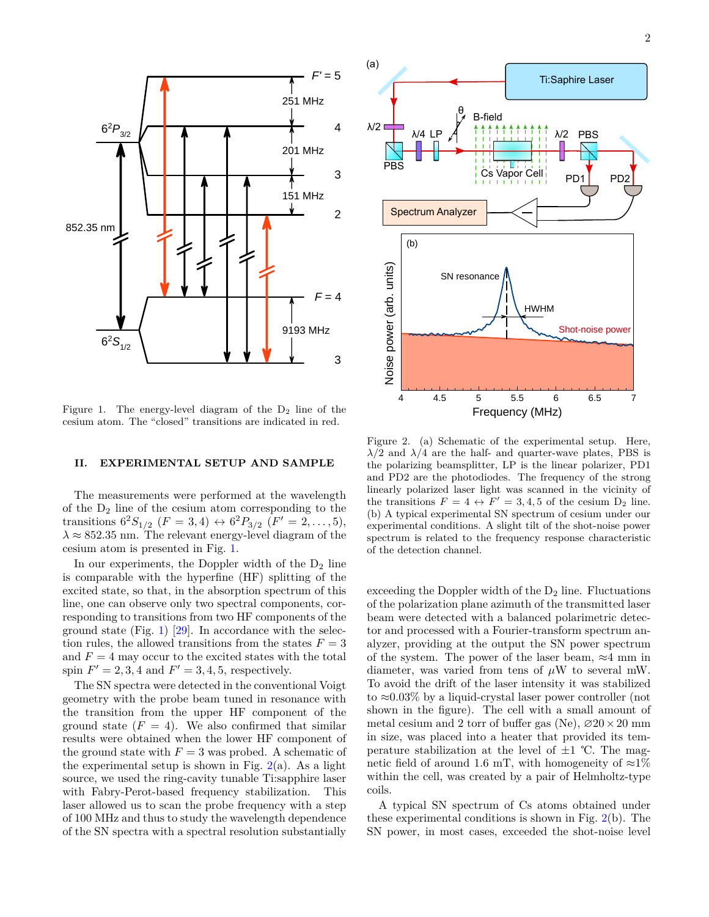Figure 1. The energy-level diagram of the $D_2$ line of the cesium atom. The "closed" transitions are indicated in red.

Figure 2. (a) Schematic of the experimental setup. Here, $\lambda/2$ and $\lambda/4$ are the half- and quarter-wave plates, PBS is the polarizing beamsplitter, LP is the linear polarizer, PD1 and PD2 are the photodiodes. The frequency of the strong linearly polarized laser light was scanned in the vicinity of the transitions $F = 4 \leftrightarrow F' = 3, 4, 5$ of the cesium $D_2$ line. (b) A typical experimental SN spectrum of cesium under our experimental conditions. A slight tilt of the shot-noise power spectrum is related to the frequency response characteristic of the detection channel.

## II. EXPERIMENTAL SETUP AND SAMPLE

The measurements were performed at the wavelength of the $D_2$ line of the cesium atom corresponding to the transitions $6^2S_{1/2}$ $(F = 3, 4) \leftrightarrow 6^2P_{3/2}$ $(F' = 2, \ldots, 5)$, $\lambda \approx 852.35$ nm. The relevant energy-level diagram of the cesium atom is presented in Fig. 1.

In our experiments, the Doppler width of the $D_2$ line is comparable with the hyperfine (HF) splitting of the excited state, so that, in the absorption spectrum of this line, one can observe only two spectral components, corresponding to transitions from two HF components of the ground state (Fig. 1) [29]. In accordance with the selection rules, the allowed transitions from the states $F = 3$ and $F = 4$ may occur to the excited states with the total spin $F' = 2, 3, 4$ and $F' = 3, 4, 5$, respectively.

The SN spectra were detected in the conventional Voigt geometry with the probe beam tuned in resonance with the transition from the upper HF component of the ground state $(F = 4)$. We also confirmed that similar results were obtained when the lower HF component of the ground state with $F = 3$ was probed. A schematic of the experimental setup is shown in Fig. 2(a). As a light source, we used the ring-cavity tunable Ti:sapphire laser with Fabry-Perot-based frequency stabilization. This laser allowed us to scan the probe frequency with a step of 100 MHz and thus to study the wavelength dependence of the SN spectra with a spectral resolution substantially exceeding the Doppler width of the $D_2$ line. Fluctuations of the polarization plane azimuth of the transmitted laser beam were detected with a balanced polarimetric detector and processed with a Fourier-transform spectrum analyzer, providing at the output the SN power spectrum of the system. The power of the laser beam, $\approx 4$ mm in diameter, was varied from tens of $\mu$W to several mW. To avoid the drift of the laser intensity it was stabilized to $\approx 0.03\%$ by a liquid-crystal laser power controller (not shown in the figure). The cell with a small amount of metal cesium and 2 torr of buffer gas (Ne), $\varnothing 20 \times 20$ mm in size, was placed into a heater that provided its temperature stabilization at the level of $\pm 1$ ℃. The magnetic field of around 1.6 mT, with homogeneity of $\approx 1\%$ within the cell, was created by a pair of Helmholtz-type coils.

A typical SN spectrum of Cs atoms obtained under these experimental conditions is shown in Fig. 2(b). The SN power, in most cases, exceeded the shot-noise level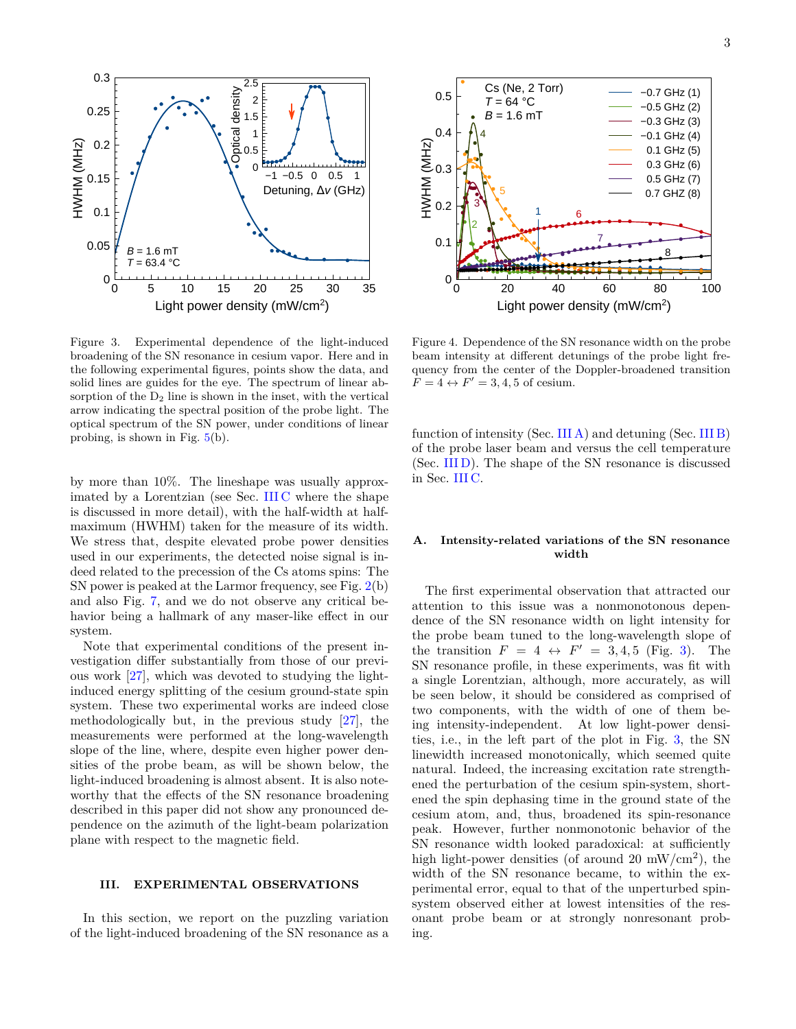Figure 3. Experimental dependence of the light-induced broadening of the SN resonance in cesium vapor. Here and in the following experimental figures, points show the data, and solid lines are guides for the eye. The spectrum of linear absorption of the $D_2$ line is shown in the inset, with the vertical arrow indicating the spectral position of the probe light. The optical spectrum of the SN power, under conditions of linear probing, is shown in Fig. 5(b).

Figure 4. Dependence of the SN resonance width on the probe beam intensity at different detunings of the probe light frequency from the center of the Doppler-broadened transition $F = 4 \leftrightarrow F' = 3, 4, 5$ of cesium.

by more than 10%. The lineshape was usually approximated by a Lorentzian (see Sec. III C where the shape is discussed in more detail), with the half-width at half-maximum (HWHM) taken for the measure of its width. We stress that, despite elevated probe power densities used in our experiments, the detected noise signal is indeed related to the precession of the Cs atoms spins: The SN power is peaked at the Larmor frequency, see Fig. 2(b) and also Fig. 7, and we do not observe any critical behavior being a hallmark of any maser-like effect in our system.

Note that experimental conditions of the present investigation differ substantially from those of our previous work [27], which was devoted to studying the light-induced energy splitting of the cesium ground-state spin system. These two experimental works are indeed close methodologically but, in the previous study [27], the measurements were performed at the long-wavelength slope of the line, where, despite even higher power densities of the probe beam, as will be shown below, the light-induced broadening is almost absent. It is also noteworthy that the effects of the SN resonance broadening described in this paper did not show any pronounced dependence on the azimuth of the light-beam polarization plane with respect to the magnetic field.

## III. EXPERIMENTAL OBSERVATIONS

In this section, we report on the puzzling variation of the light-induced broadening of the SN resonance as a function of intensity (Sec. III A) and detuning (Sec. III B) of the probe laser beam and versus the cell temperature (Sec. III D). The shape of the SN resonance is discussed in Sec. III C.

### A. Intensity-related variations of the SN resonance width

The first experimental observation that attracted our attention to this issue was a nonmonotonous dependence of the SN resonance width on light intensity for the probe beam tuned to the long-wavelength slope of the transition $F = 4 \leftrightarrow F' = 3, 4, 5$ (Fig. 3). The SN resonance profile, in these experiments, was fit with a single Lorentzian, although, more accurately, as will be seen below, it should be considered as comprised of two components, with the width of one of them being intensity-independent. At low light-power densities, i.e., in the left part of the plot in Fig. 3, the SN linewidth increased monotonically, which seemed quite natural. Indeed, the increasing excitation rate strengthened the perturbation of the cesium spin-system, shortened the spin dephasing time in the ground state of the cesium atom, and, thus, broadened its spin-resonance peak. However, further nonmonotonic behavior of the SN resonance width looked paradoxical: at sufficiently high light-power densities (of around 20 mW/cm$^2$), the width of the SN resonance became, to within the experimental error, equal to that of the unperturbed spin-system observed either at lowest intensities of the resonant probe beam or at strongly nonresonant probing.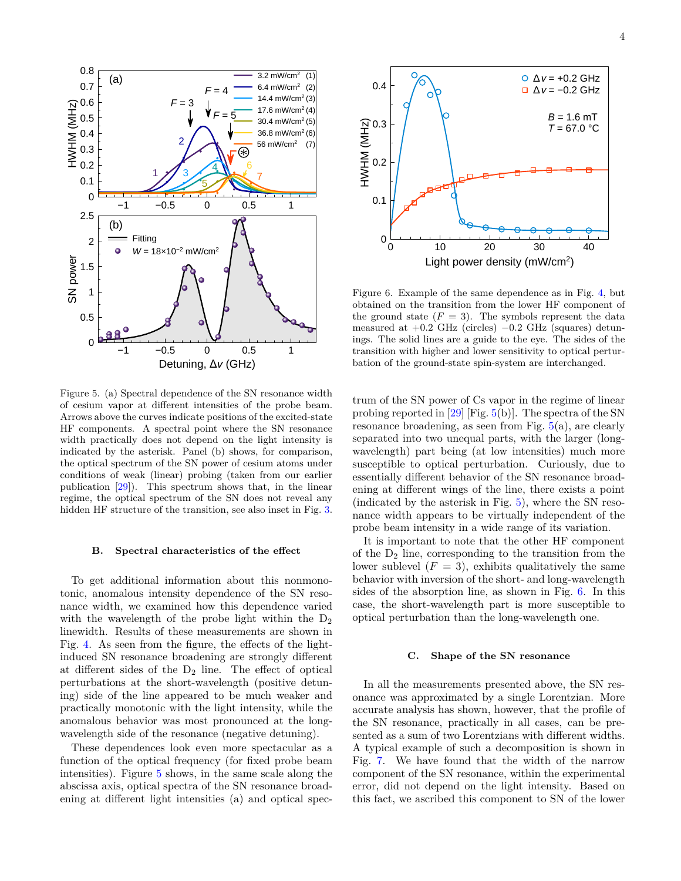Figure 5. (a) Spectral dependence of the SN resonance width of cesium vapor at different intensities of the probe beam. Arrows above the curves indicate positions of the excited-state HF components. A spectral point where the SN resonance width practically does not depend on the light intensity is indicated by the asterisk. Panel (b) shows, for comparison, the optical spectrum of the SN power of cesium atoms under conditions of weak (linear) probing (taken from our earlier publication [29]). This spectrum shows that, in the linear regime, the optical spectrum of the SN does not reveal any hidden HF structure of the transition, see also inset in Fig. 3.

Figure 6. Example of the same dependence as in Fig. 4, but obtained on the transition from the lower HF component of the ground state ($F = 3$). The symbols represent the data measured at +0.2 GHz (circles) −0.2 GHz (squares) detunings. The solid lines are a guide to the eye. The sides of the transition with higher and lower sensitivity to optical perturbation of the ground-state spin-system are interchanged.

### B. Spectral characteristics of the effect

To get additional information about this nonmonotonic, anomalous intensity dependence of the SN resonance width, we examined how this dependence varied with the wavelength of the probe light within the $D_2$ linewidth. Results of these measurements are shown in Fig. 4. As seen from the figure, the effects of the light-induced SN resonance broadening are strongly different at different sides of the $D_2$ line. The effect of optical perturbations at the short-wavelength (positive detuning) side of the line appeared to be much weaker and practically monotonic with the light intensity, while the anomalous behavior was most pronounced at the long-wavelength side of the resonance (negative detuning).

These dependences look even more spectacular as a function of the optical frequency (for fixed probe beam intensities). Figure 5 shows, in the same scale along the abscissa axis, optical spectra of the SN resonance broadening at different light intensities (a) and optical spectrum of the SN power of Cs vapor in the regime of linear probing reported in [29] [Fig. 5(b)]. The spectra of the SN resonance broadening, as seen from Fig. 5(a), are clearly separated into two unequal parts, with the larger (long-wavelength) part being (at low intensities) much more susceptible to optical perturbation. Curiously, due to essentially different behavior of the SN resonance broadening at different wings of the line, there exists a point (indicated by the asterisk in Fig. 5), where the SN resonance width appears to be virtually independent of the probe beam intensity in a wide range of its variation.

It is important to note that the other HF component of the $D_2$ line, corresponding to the transition from the lower sublevel ($F = 3$), exhibits qualitatively the same behavior with inversion of the short- and long-wavelength sides of the absorption line, as shown in Fig. 6. In this case, the short-wavelength part is more susceptible to optical perturbation than the long-wavelength one.

### C. Shape of the SN resonance

In all the measurements presented above, the SN resonance was approximated by a single Lorentzian. More accurate analysis has shown, however, that the profile of the SN resonance, practically in all cases, can be presented as a sum of two Lorentzians with different widths. A typical example of such a decomposition is shown in Fig. 7. We have found that the width of the narrow component of the SN resonance, within the experimental error, did not depend on the light intensity. Based on this fact, we ascribed this component to SN of the lower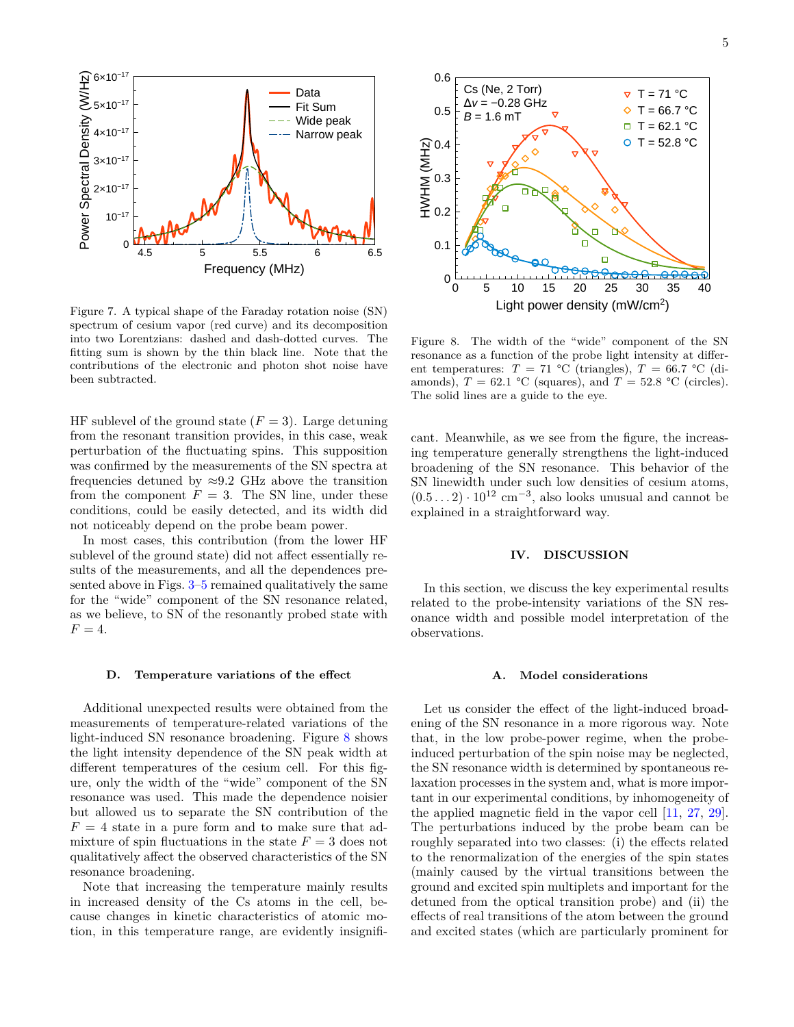Figure 7. A typical shape of the Faraday rotation noise (SN) spectrum of cesium vapor (red curve) and its decomposition into two Lorentzians: dashed and dash-dotted curves. The fitting sum is shown by the thin black line. Note that the contributions of the electronic and photon shot noise have been subtracted.

HF sublevel of the ground state ($F = 3$). Large detuning from the resonant transition provides, in this case, weak perturbation of the fluctuating spins. This supposition was confirmed by the measurements of the SN spectra at frequencies detuned by ≈9.2 GHz above the transition from the component $F = 3$. The SN line, under these conditions, could be easily detected, and its width did not noticeably depend on the probe beam power.

In most cases, this contribution (from the lower HF sublevel of the ground state) did not affect essentially results of the measurements, and all the dependences presented above in Figs. 3–5 remained qualitatively the same for the "wide" component of the SN resonance related, as we believe, to SN of the resonantly probed state with $F = 4$.

### D. Temperature variations of the effect

Additional unexpected results were obtained from the measurements of temperature-related variations of the light-induced SN resonance broadening. Figure 8 shows the light intensity dependence of the SN peak width at different temperatures of the cesium cell. For this figure, only the width of the "wide" component of the SN resonance was used. This made the dependence noisier but allowed us to separate the SN contribution of the $F = 4$ state in a pure form and to make sure that admixture of spin fluctuations in the state $F = 3$ does not qualitatively affect the observed characteristics of the SN resonance broadening.

Note that increasing the temperature mainly results in increased density of the Cs atoms in the cell, because changes in kinetic characteristics of atomic motion, in this temperature range, are evidently insignificant. Meanwhile, as we see from the figure, the increasing temperature generally strengthens the light-induced broadening of the SN resonance. This behavior of the SN linewidth under such low densities of cesium atoms, $(0.5 \ldots 2) \cdot 10^{12}$ cm$^{-3}$, also looks unusual and cannot be explained in a straightforward way.

Figure 8. The width of the "wide" component of the SN resonance as a function of the probe light intensity at different temperatures: $T$ = 71 °C (triangles), $T$ = 66.7 °C (diamonds), $T$ = 62.1 °C (squares), and $T$ = 52.8 °C (circles). The solid lines are a guide to the eye.

## IV. DISCUSSION

In this section, we discuss the key experimental results related to the probe-intensity variations of the SN resonance width and possible model interpretation of the observations.

### A. Model considerations

Let us consider the effect of the light-induced broadening of the SN resonance in a more rigorous way. Note that, in the low probe-power regime, when the probe-induced perturbation of the spin noise may be neglected, the SN resonance width is determined by spontaneous relaxation processes in the system and, what is more important in our experimental conditions, by inhomogeneity of the applied magnetic field in the vapor cell [11, 27, 29]. The perturbations induced by the probe beam can be roughly separated into two classes: (i) the effects related to the renormalization of the energies of the spin states (mainly caused by the virtual transitions between the ground and excited spin multiplets and important for the detuned from the optical transition probe) and (ii) the effects of real transitions of the atom between the ground and excited states (which are particularly prominent for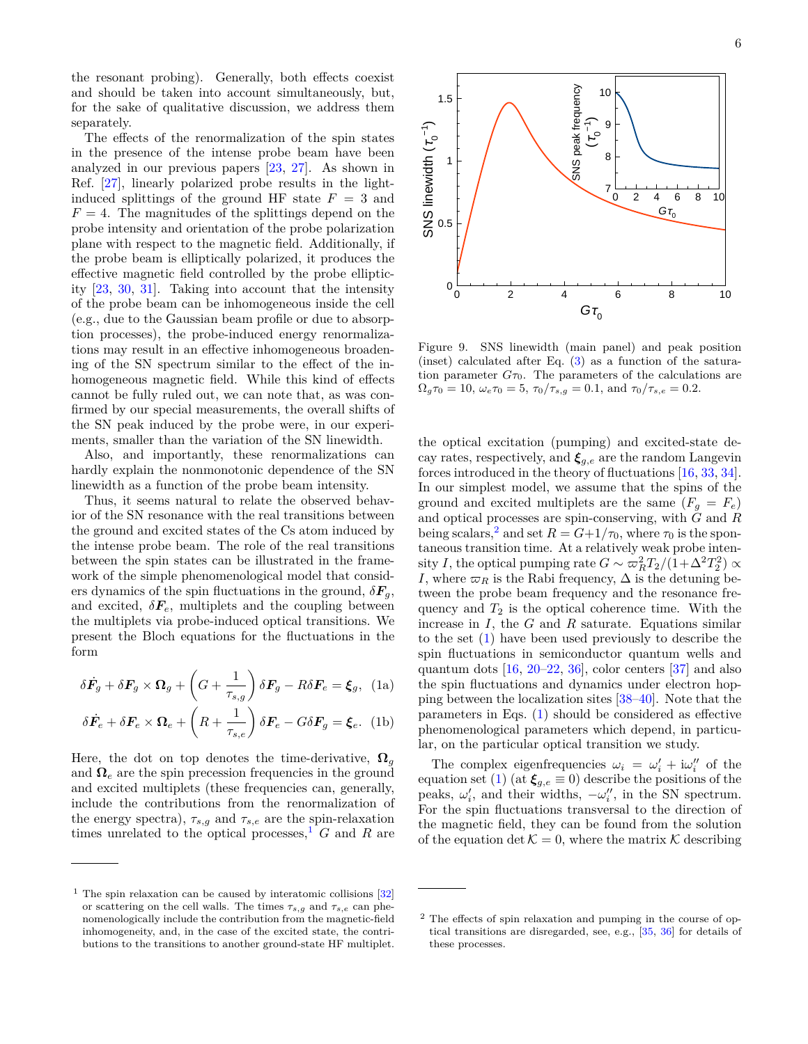the resonant probing). Generally, both effects coexist and should be taken into account simultaneously, but, for the sake of qualitative discussion, we address them separately.

The effects of the renormalization of the spin states in the presence of the intense probe beam have been analyzed in our previous papers [23, 27]. As shown in Ref. [27], linearly polarized probe results in the light-induced splittings of the ground HF state $F = 3$ and $F = 4$. The magnitudes of the splittings depend on the probe intensity and orientation of the probe polarization plane with respect to the magnetic field. Additionally, if the probe beam is elliptically polarized, it produces the effective magnetic field controlled by the probe ellipticity [23, 30, 31]. Taking into account that the intensity of the probe beam can be inhomogeneous inside the cell (e.g., due to the Gaussian beam profile or due to absorption processes), the probe-induced energy renormalizations may result in an effective inhomogeneous broadening of the SN spectrum similar to the effect of the inhomogeneous magnetic field. While this kind of effects cannot be fully ruled out, we can note that, as was confirmed by our special measurements, the overall shifts of the SN peak induced by the probe were, in our experiments, smaller than the variation of the SN linewidth.

Also, and importantly, these renormalizations can hardly explain the nonmonotonic dependence of the SN linewidth as a function of the probe beam intensity.

Thus, it seems natural to relate the observed behavior of the SN resonance with the real transitions between the ground and excited states of the Cs atom induced by the intense probe beam. The role of the real transitions between the spin states can be illustrated in the framework of the simple phenomenological model that considers dynamics of the spin fluctuations in the ground, $\delta\boldsymbol{F}_g$, and excited, $\delta\boldsymbol{F}_e$, multiplets and the coupling between the multiplets via probe-induced optical transitions. We present the Bloch equations for the fluctuations in the form

$$\delta\dot{\boldsymbol{F}}_g + \delta\boldsymbol{F}_g \times \boldsymbol{\Omega}_g + \left(G + \frac{1}{\tau_{s,g}}\right)\delta\boldsymbol{F}_g - R\delta\boldsymbol{F}_e = \boldsymbol{\xi}_g, \quad \text{(1a)}$$

$$\delta\dot{\boldsymbol{F}}_e + \delta\boldsymbol{F}_e \times \boldsymbol{\Omega}_e + \left(R + \frac{1}{\tau_{s,e}}\right)\delta\boldsymbol{F}_e - G\delta\boldsymbol{F}_g = \boldsymbol{\xi}_e. \quad \text{(1b)}$$

Here, the dot on top denotes the time-derivative, $\boldsymbol{\Omega}_g$ and $\boldsymbol{\Omega}_e$ are the spin precession frequencies in the ground and excited multiplets (these frequencies can, generally, include the contributions from the renormalization of the energy spectra), $\tau_{s,g}$ and $\tau_{s,e}$ are the spin-relaxation times unrelated to the optical processes,[1] $G$ and $R$ are the optical excitation (pumping) and excited-state decay rates, respectively, and $\boldsymbol{\xi}_{g,e}$ are the random Langevin forces introduced in the theory of fluctuations [16, 33, 34]. In our simplest model, we assume that the spins of the ground and excited multiplets are the same ($F_g = F_e$) and optical processes are spin-conserving, with $G$ and $R$ being scalars,[2] and set $R = G + 1/\tau_0$, where $\tau_0$ is the spontaneous transition time. At a relatively weak probe intensity $I$, the optical pumping rate $G \sim \varpi_R^2 T_2/(1+\Delta^2 T_2^2) \propto I$, where $\varpi_R$ is the Rabi frequency, $\Delta$ is the detuning between the probe beam frequency and the resonance frequency and $T_2$ is the optical coherence time. With the increase in $I$, the $G$ and $R$ saturate. Equations similar to the set (1) have been used previously to describe the spin fluctuations in semiconductor quantum wells and quantum dots [16, 20–22, 36], color centers [37] and also the spin fluctuations and dynamics under electron hopping between the localization sites [38–40]. Note that the parameters in Eqs. (1) should be considered as effective phenomenological parameters which depend, in particular, on the particular optical transition we study.

Figure 9. SNS linewidth (main panel) and peak position (inset) calculated after Eq. (3) as a function of the saturation parameter $G\tau_0$. The parameters of the calculations are $\Omega_g\tau_0 = 10$, $\omega_e\tau_0 = 5$, $\tau_0/\tau_{s,g} = 0.1$, and $\tau_0/\tau_{s,e} = 0.2$.

The complex eigenfrequencies $\omega_i = \omega_i' + \mathrm{i}\omega_i''$ of the equation set (1) (at $\boldsymbol{\xi}_{g,e} \equiv 0$) describe the positions of the peaks, $\omega_i'$, and their widths, $-\omega_i''$, in the SN spectrum. For the spin fluctuations transversal to the direction of the magnetic field, they can be found from the solution of the equation $\det \mathcal{K} = 0$, where the matrix $\mathcal{K}$ describing

[1] The spin relaxation can be caused by interatomic collisions [32] or scattering on the cell walls. The times $\tau_{s,g}$ and $\tau_{s,e}$ can phenomenologically include the contribution from the magnetic-field inhomogeneity, and, in the case of the excited state, the contributions to the transitions to another ground-state HF multiplet.

[2] The effects of spin relaxation and pumping in the course of optical transitions are disregarded, see, e.g., [35, 36] for details of these processes.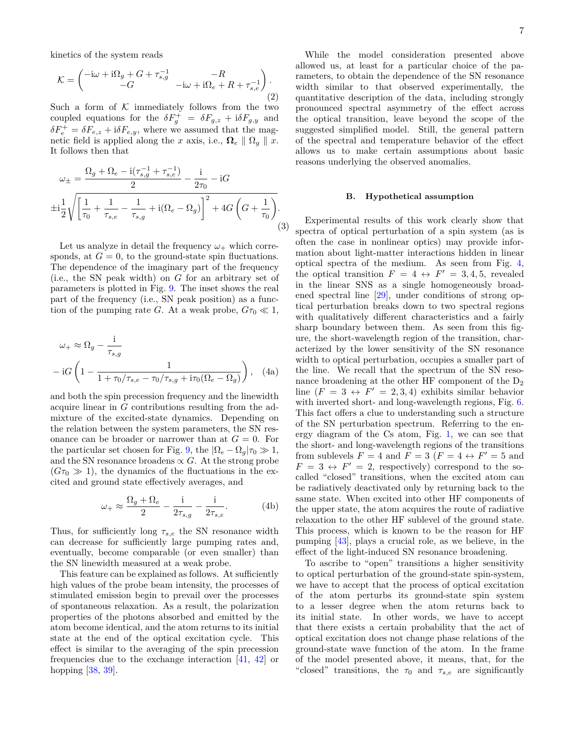kinetics of the system reads

$$\mathcal{K} = \begin{pmatrix} -\mathrm{i}\omega + \mathrm{i}\Omega_g + G + \tau_{s,g}^{-1} & -R \\ -G & -\mathrm{i}\omega + \mathrm{i}\Omega_e + R + \tau_{s,e}^{-1} \end{pmatrix}. \tag{2}$$

Such a form of $\mathcal{K}$ immediately follows from the two coupled equations for the $\delta F_g^+ = \delta F_{g,z} + \mathrm{i}\delta F_{g,y}$ and $\delta F_e^+ = \delta F_{e,z} + \mathrm{i}\delta F_{e,y}$, where we assumed that the magnetic field is applied along the $x$ axis, i.e., $\boldsymbol{\Omega}_e \parallel \Omega_g \parallel x$. It follows then that

$$\omega_\pm = \frac{\Omega_g + \Omega_e - \mathrm{i}(\tau_{s,g}^{-1} + \tau_{s,e}^{-1})}{2} - \frac{\mathrm{i}}{2\tau_0} - \mathrm{i}G$$
$$\pm \mathrm{i}\frac{1}{2}\sqrt{\left[\frac{1}{\tau_0} + \frac{1}{\tau_{s,e}} - \frac{1}{\tau_{s,g}} + \mathrm{i}(\Omega_e - \Omega_g)\right]^2 + 4G\left(G + \frac{1}{\tau_0}\right)}. \tag{3}$$

Let us analyze in detail the frequency $\omega_+$ which corresponds, at $G = 0$, to the ground-state spin fluctuations. The dependence of the imaginary part of the frequency (i.e., the SN peak width) on $G$ for an arbitrary set of parameters is plotted in Fig. 9. The inset shows the real part of the frequency (i.e., SN peak position) as a function of the pumping rate $G$. At a weak probe, $G\tau_0 \ll 1$,

$$\omega_+ \approx \Omega_g - \frac{\mathrm{i}}{\tau_{s,g}}$$
$$- \mathrm{i}G\left(1 - \frac{1}{1 + \tau_0/\tau_{s,e} - \tau_0/\tau_{s,g} + \mathrm{i}\tau_0(\Omega_e - \Omega_g)}\right), \tag{4a}$$

and both the spin precession frequency and the linewidth acquire linear in $G$ contributions resulting from the admixture of the excited-state dynamics. Depending on the relation between the system parameters, the SN resonance can be broader or narrower than at $G = 0$. For the particular set chosen for Fig. 9, the $|\Omega_e - \Omega_g|\tau_0 \gg 1$, and the SN resonance broadens $\propto G$. At the strong probe ($G\tau_0 \gg 1$), the dynamics of the fluctuations in the excited and ground state effectively averages, and

$$\omega_+ \approx \frac{\Omega_g + \Omega_e}{2} - \frac{\mathrm{i}}{2\tau_{s,g}} - \frac{\mathrm{i}}{2\tau_{s,e}}. \tag{4b}$$

Thus, for sufficiently long $\tau_{s,e}$ the SN resonance width can decrease for sufficiently large pumping rates and, eventually, become comparable (or even smaller) than the SN linewidth measured at a weak probe.

This feature can be explained as follows. At sufficiently high values of the probe beam intensity, the processes of stimulated emission begin to prevail over the processes of spontaneous relaxation. As a result, the polarization properties of the photons absorbed and emitted by the atom become identical, and the atom returns to its initial state at the end of the optical excitation cycle. This effect is similar to the averaging of the spin precession frequencies due to the exchange interaction [41, 42] or hopping [38, 39].

While the model consideration presented above allowed us, at least for a particular choice of the parameters, to obtain the dependence of the SN resonance width similar to that observed experimentally, the quantitative description of the data, including strongly pronounced spectral asymmetry of the effect across the optical transition, leave beyond the scope of the suggested simplified model. Still, the general pattern of the spectral and temperature behavior of the effect allows us to make certain assumptions about basic reasons underlying the observed anomalies.

### B. Hypothetical assumption

Experimental results of this work clearly show that spectra of optical perturbation of a spin system (as is often the case in nonlinear optics) may provide information about light-matter interactions hidden in linear optical spectra of the medium. As seen from Fig. 4, the optical transition $F = 4 \leftrightarrow F' = 3, 4, 5$, revealed in the linear SNS as a single homogeneously broadened spectral line [29], under conditions of strong optical perturbation breaks down to two spectral regions with qualitatively different characteristics and a fairly sharp boundary between them. As seen from this figure, the short-wavelength region of the transition, characterized by the lower sensitivity of the SN resonance width to optical perturbation, occupies a smaller part of the line. We recall that the spectrum of the SN resonance broadening at the other HF component of the $D_2$ line ($F = 3 \leftrightarrow F' = 2, 3, 4$) exhibits similar behavior with inverted short- and long-wavelength regions, Fig. 6. This fact offers a clue to understanding such a structure of the SN perturbation spectrum. Referring to the energy diagram of the Cs atom, Fig. 1, we can see that the short- and long-wavelength regions of the transitions from sublevels $F = 4$ and $F = 3$ ($F = 4 \leftrightarrow F' = 5$ and $F = 3 \leftrightarrow F' = 2$, respectively) correspond to the so-called "closed" transitions, when the excited atom can be radiatively deactivated only by returning back to the same state. When excited into other HF components of the upper state, the atom acquires the route of radiative relaxation to the other HF sublevel of the ground state. This process, which is known to be the reason for HF pumping [43], plays a crucial role, as we believe, in the effect of the light-induced SN resonance broadening.

To ascribe to "open" transitions a higher sensitivity to optical perturbation of the ground-state spin-system, we have to accept that the process of optical excitation of the atom perturbs its ground-state spin system to a lesser degree when the atom returns back to its initial state. In other words, we have to accept that there exists a certain probability that the act of optical excitation does not change phase relations of the ground-state wave function of the atom. In the frame of the model presented above, it means, that, for the "closed" transitions, the $\tau_0$ and $\tau_{s,e}$ are significantly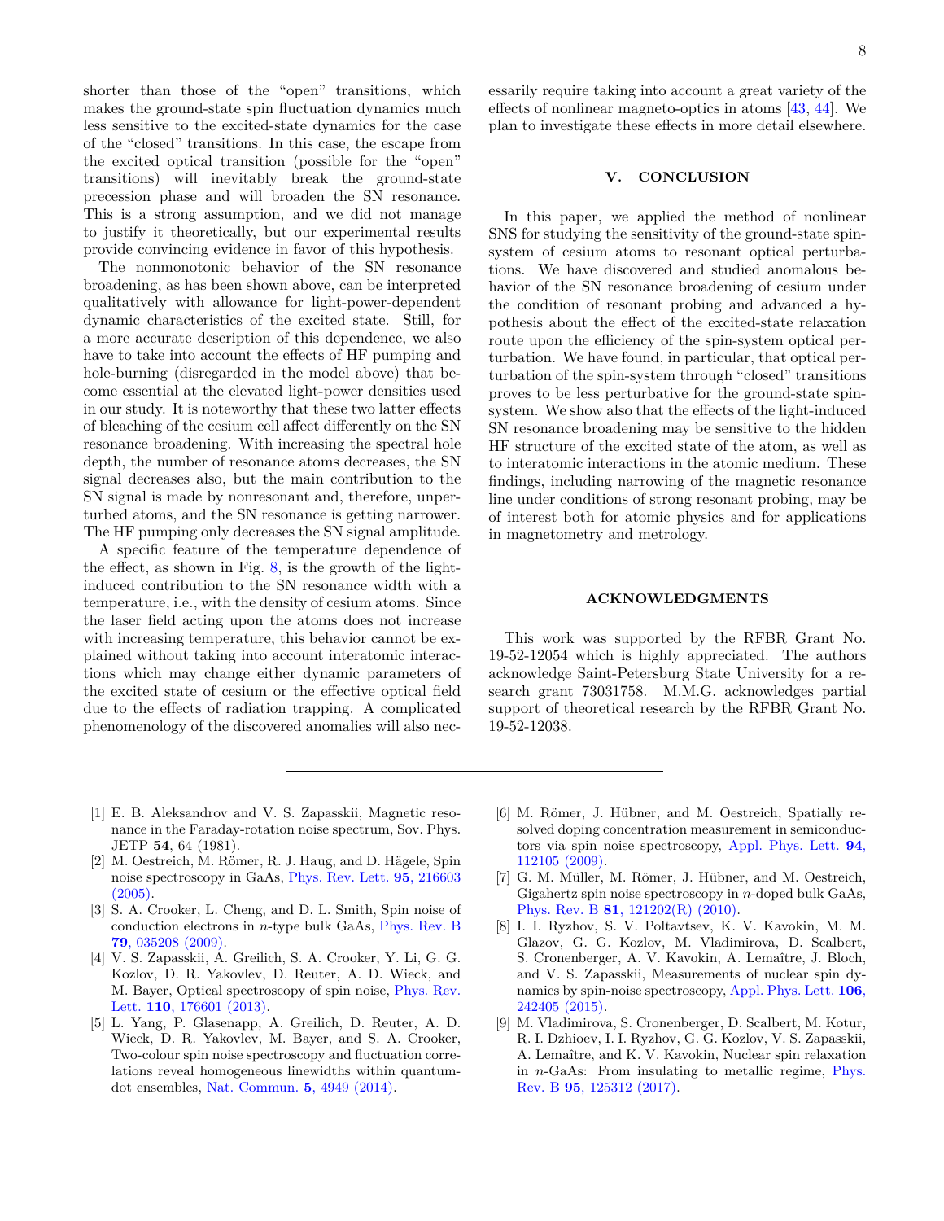shorter than those of the "open" transitions, which makes the ground-state spin fluctuation dynamics much less sensitive to the excited-state dynamics for the case of the "closed" transitions. In this case, the escape from the excited optical transition (possible for the "open" transitions) will inevitably break the ground-state precession phase and will broaden the SN resonance. This is a strong assumption, and we did not manage to justify it theoretically, but our experimental results provide convincing evidence in favor of this hypothesis.

The nonmonotonic behavior of the SN resonance broadening, as has been shown above, can be interpreted qualitatively with allowance for light-power-dependent dynamic characteristics of the excited state. Still, for a more accurate description of this dependence, we also have to take into account the effects of HF pumping and hole-burning (disregarded in the model above) that become essential at the elevated light-power densities used in our study. It is noteworthy that these two latter effects of bleaching of the cesium cell affect differently on the SN resonance broadening. With increasing the spectral hole depth, the number of resonance atoms decreases, the SN signal decreases also, but the main contribution to the SN signal is made by nonresonant and, therefore, unperturbed atoms, and the SN resonance is getting narrower. The HF pumping only decreases the SN signal amplitude.

A specific feature of the temperature dependence of the effect, as shown in Fig. 8, is the growth of the light-induced contribution to the SN resonance width with a temperature, i.e., with the density of cesium atoms. Since the laser field acting upon the atoms does not increase with increasing temperature, this behavior cannot be explained without taking into account interatomic interactions which may change either dynamic parameters of the excited state of cesium or the effective optical field due to the effects of radiation trapping. A complicated phenomenology of the discovered anomalies will also necessarily require taking into account a great variety of the effects of nonlinear magneto-optics in atoms [43, 44]. We plan to investigate these effects in more detail elsewhere.

## V. CONCLUSION

In this paper, we applied the method of nonlinear SNS for studying the sensitivity of the ground-state spin-system of cesium atoms to resonant optical perturbations. We have discovered and studied anomalous behavior of the SN resonance broadening of cesium under the condition of resonant probing and advanced a hypothesis about the effect of the excited-state relaxation route upon the efficiency of the spin-system optical perturbation. We have found, in particular, that optical perturbation of the spin-system through "closed" transitions proves to be less perturbative for the ground-state spin-system. We show also that the effects of the light-induced SN resonance broadening may be sensitive to the hidden HF structure of the excited state of the atom, as well as to interatomic interactions in the atomic medium. These findings, including narrowing of the magnetic resonance line under conditions of strong resonant probing, may be of interest both for atomic physics and for applications in magnetometry and metrology.

## ACKNOWLEDGMENTS

This work was supported by the RFBR Grant No. 19-52-12054 which is highly appreciated. The authors acknowledge Saint-Petersburg State University for a research grant 73031758. M.M.G. acknowledges partial support of theoretical research by the RFBR Grant No. 19-52-12038.

---

[1] E. B. Aleksandrov and V. S. Zapasskii, Magnetic resonance in the Faraday-rotation noise spectrum, Sov. Phys. JETP **54**, 64 (1981).

[2] M. Oestreich, M. Römer, R. J. Haug, and D. Hägele, Spin noise spectroscopy in GaAs, Phys. Rev. Lett. **95**, 216603 (2005).

[3] S. A. Crooker, L. Cheng, and D. L. Smith, Spin noise of conduction electrons in *n*-type bulk GaAs, Phys. Rev. B **79**, 035208 (2009).

[4] V. S. Zapasskii, A. Greilich, S. A. Crooker, Y. Li, G. G. Kozlov, D. R. Yakovlev, D. Reuter, A. D. Wieck, and M. Bayer, Optical spectroscopy of spin noise, Phys. Rev. Lett. **110**, 176601 (2013).

[5] L. Yang, P. Glasenapp, A. Greilich, D. Reuter, A. D. Wieck, D. R. Yakovlev, M. Bayer, and S. A. Crooker, Two-colour spin noise spectroscopy and fluctuation correlations reveal homogeneous linewidths within quantum-dot ensembles, Nat. Commun. **5**, 4949 (2014).

[6] M. Römer, J. Hübner, and M. Oestreich, Spatially resolved doping concentration measurement in semiconductors via spin noise spectroscopy, Appl. Phys. Lett. **94**, 112105 (2009).

[7] G. M. Müller, M. Römer, J. Hübner, and M. Oestreich, Gigahertz spin noise spectroscopy in *n*-doped bulk GaAs, Phys. Rev. B **81**, 121202(R) (2010).

[8] I. I. Ryzhov, S. V. Poltavtsev, K. V. Kavokin, M. M. Glazov, G. G. Kozlov, M. Vladimirova, D. Scalbert, S. Cronenberger, A. V. Kavokin, A. Lemaître, J. Bloch, and V. S. Zapasskii, Measurements of nuclear spin dynamics by spin-noise spectroscopy, Appl. Phys. Lett. **106**, 242405 (2015).

[9] M. Vladimirova, S. Cronenberger, D. Scalbert, M. Kotur, R. I. Dzhioev, I. I. Ryzhov, G. G. Kozlov, V. S. Zapasskii, A. Lemaître, and K. V. Kavokin, Nuclear spin relaxation in *n*-GaAs: From insulating to metallic regime, Phys. Rev. B **95**, 125312 (2017).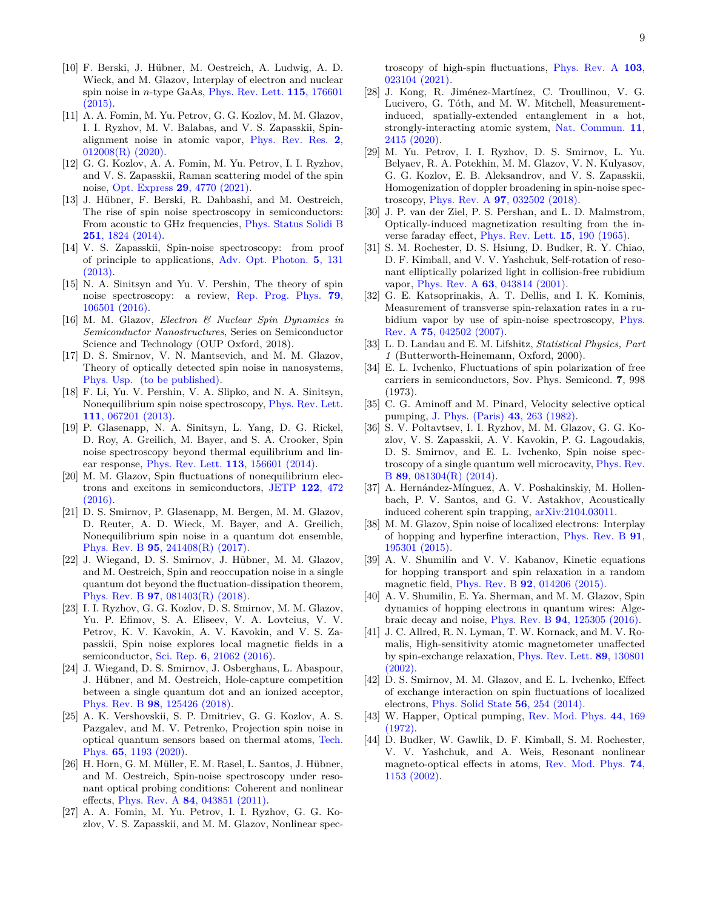[10] F. Berski, J. Hübner, M. Oestreich, A. Ludwig, A. D. Wieck, and M. Glazov, Interplay of electron and nuclear spin noise in $n$-type GaAs, Phys. Rev. Lett. **115**, 176601 (2015).

[11] A. A. Fomin, M. Yu. Petrov, G. G. Kozlov, M. M. Glazov, I. I. Ryzhov, M. V. Balabas, and V. S. Zapasskii, Spin-alignment noise in atomic vapor, Phys. Rev. Res. **2**, 012008(R) (2020).

[12] G. G. Kozlov, A. A. Fomin, M. Yu. Petrov, I. I. Ryzhov, and V. S. Zapasskii, Raman scattering model of the spin noise, Opt. Express **29**, 4770 (2021).

[13] J. Hübner, F. Berski, R. Dahbashi, and M. Oestreich, The rise of spin noise spectroscopy in semiconductors: From acoustic to GHz frequencies, Phys. Status Solidi B **251**, 1824 (2014).

[14] V. S. Zapasskii, Spin-noise spectroscopy: from proof of principle to applications, Adv. Opt. Photon. **5**, 131 (2013).

[15] N. A. Sinitsyn and Yu. V. Pershin, The theory of spin noise spectroscopy: a review, Rep. Prog. Phys. **79**, 106501 (2016).

[16] M. M. Glazov, *Electron & Nuclear Spin Dynamics in Semiconductor Nanostructures*, Series on Semiconductor Science and Technology (OUP Oxford, 2018).

[17] D. S. Smirnov, V. N. Mantsevich, and M. M. Glazov, Theory of optically detected spin noise in nanosystems, Phys. Usp. (to be published).

[18] F. Li, Yu. V. Pershin, V. A. Slipko, and N. A. Sinitsyn, Nonequilibrium spin noise spectroscopy, Phys. Rev. Lett. **111**, 067201 (2013).

[19] P. Glasenapp, N. A. Sinitsyn, L. Yang, D. G. Rickel, D. Roy, A. Greilich, M. Bayer, and S. A. Crooker, Spin noise spectroscopy beyond thermal equilibrium and linear response, Phys. Rev. Lett. **113**, 156601 (2014).

[20] M. M. Glazov, Spin fluctuations of nonequilibrium electrons and excitons in semiconductors, JETP **122**, 472 (2016).

[21] D. S. Smirnov, P. Glasenapp, M. Bergen, M. M. Glazov, D. Reuter, A. D. Wieck, M. Bayer, and A. Greilich, Nonequilibrium spin noise in a quantum dot ensemble, Phys. Rev. B **95**, 241408(R) (2017).

[22] J. Wiegand, D. S. Smirnov, J. Hübner, M. M. Glazov, and M. Oestreich, Spin and reoccupation noise in a single quantum dot beyond the fluctuation-dissipation theorem, Phys. Rev. B **97**, 081403(R) (2018).

[23] I. I. Ryzhov, G. G. Kozlov, D. S. Smirnov, M. M. Glazov, Yu. P. Efimov, S. A. Eliseev, V. A. Lovtcius, V. V. Petrov, K. V. Kavokin, A. V. Kavokin, and V. S. Zapasskii, Spin noise explores local magnetic fields in a semiconductor, Sci. Rep. **6**, 21062 (2016).

[24] J. Wiegand, D. S. Smirnov, J. Osberghaus, L. Abaspour, J. Hübner, and M. Oestreich, Hole-capture competition between a single quantum dot and an ionized acceptor, Phys. Rev. B **98**, 125426 (2018).

[25] A. K. Vershovskii, S. P. Dmitriev, G. G. Kozlov, A. S. Pazgalev, and M. V. Petrenko, Projection spin noise in optical quantum sensors based on thermal atoms, Tech. Phys. **65**, 1193 (2020).

[26] H. Horn, G. M. Müller, E. M. Rasel, L. Santos, J. Hübner, and M. Oestreich, Spin-noise spectroscopy under resonant optical probing conditions: Coherent and nonlinear effects, Phys. Rev. A **84**, 043851 (2011).

[27] A. A. Fomin, M. Yu. Petrov, I. I. Ryzhov, G. G. Kozlov, V. S. Zapasskii, and M. M. Glazov, Nonlinear spectroscopy of high-spin fluctuations, Phys. Rev. A **103**, 023104 (2021).

[28] J. Kong, R. Jiménez-Martínez, C. Troullinou, V. G. Lucivero, G. Tóth, and M. W. Mitchell, Measurement-induced, spatially-extended entanglement in a hot, strongly-interacting atomic system, Nat. Commun. **11**, 2415 (2020).

[29] M. Yu. Petrov, I. I. Ryzhov, D. S. Smirnov, L. Yu. Belyaev, R. A. Potekhin, M. M. Glazov, V. N. Kulyasov, G. G. Kozlov, E. B. Aleksandrov, and V. S. Zapasskii, Homogenization of doppler broadening in spin-noise spectroscopy, Phys. Rev. A **97**, 032502 (2018).

[30] J. P. van der Ziel, P. S. Pershan, and L. D. Malmstrom, Optically-induced magnetization resulting from the inverse faraday effect, Phys. Rev. Lett. **15**, 190 (1965).

[31] S. M. Rochester, D. S. Hsiung, D. Budker, R. Y. Chiao, D. F. Kimball, and V. V. Yashchuk, Self-rotation of resonant elliptically polarized light in collision-free rubidium vapor, Phys. Rev. A **63**, 043814 (2001).

[32] G. E. Katsoprinakis, A. T. Dellis, and I. K. Kominis, Measurement of transverse spin-relaxation rates in a rubidium vapor by use of spin-noise spectroscopy, Phys. Rev. A **75**, 042502 (2007).

[33] L. D. Landau and E. M. Lifshitz, *Statistical Physics, Part 1* (Butterworth-Heinemann, Oxford, 2000).

[34] E. L. Ivchenko, Fluctuations of spin polarization of free carriers in semiconductors, Sov. Phys. Semicond. **7**, 998 (1973).

[35] C. G. Aminoff and M. Pinard, Velocity selective optical pumping, J. Phys. (Paris) **43**, 263 (1982).

[36] S. V. Poltavtsev, I. I. Ryzhov, M. M. Glazov, G. G. Kozlov, V. S. Zapasskii, A. V. Kavokin, P. G. Lagoudakis, D. S. Smirnov, and E. L. Ivchenko, Spin noise spectroscopy of a single quantum well microcavity, Phys. Rev. B **89**, 081304(R) (2014).

[37] A. Hernández-Mínguez, A. V. Poshakinskiy, M. Hollenbach, P. V. Santos, and G. V. Astakhov, Acoustically induced coherent spin trapping, arXiv:2104.03011.

[38] M. M. Glazov, Spin noise of localized electrons: Interplay of hopping and hyperfine interaction, Phys. Rev. B **91**, 195301 (2015).

[39] A. V. Shumilin and V. V. Kabanov, Kinetic equations for hopping transport and spin relaxation in a random magnetic field, Phys. Rev. B **92**, 014206 (2015).

[40] A. V. Shumilin, E. Ya. Sherman, and M. M. Glazov, Spin dynamics of hopping electrons in quantum wires: Algebraic decay and noise, Phys. Rev. B **94**, 125305 (2016).

[41] J. C. Allred, R. N. Lyman, T. W. Kornack, and M. V. Romalis, High-sensitivity atomic magnetometer unaffected by spin-exchange relaxation, Phys. Rev. Lett. **89**, 130801 (2002).

[42] D. S. Smirnov, M. M. Glazov, and E. L. Ivchenko, Effect of exchange interaction on spin fluctuations of localized electrons, Phys. Solid State **56**, 254 (2014).

[43] W. Happer, Optical pumping, Rev. Mod. Phys. **44**, 169 (1972).

[44] D. Budker, W. Gawlik, D. F. Kimball, S. M. Rochester, V. V. Yashchuk, and A. Weis, Resonant nonlinear magneto-optical effects in atoms, Rev. Mod. Phys. **74**, 1153 (2002).